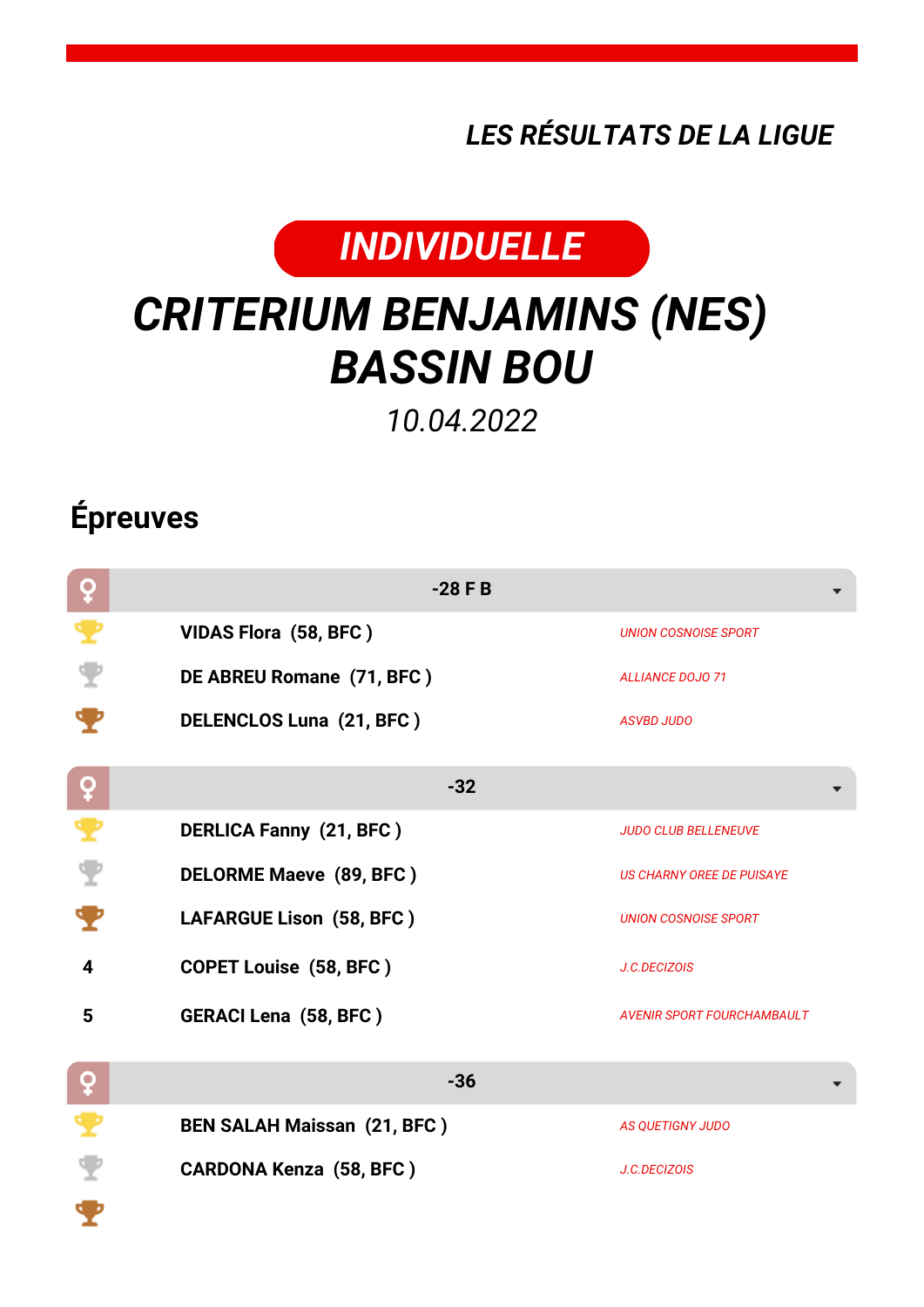*LES RÉSULTATS DE LA LIGUE*

**INDIVIDUELLE**

# *CRITERIUM BENJAMINS (NES) BASSIN BOU*

*10.04.2022*

## Épreuves

### -28 F B

| Place | Nom | Club |
|---|---|---|
| 1 | **VIDAS Flora (58, BFC )** | *UNION COSNOISE SPORT* |
| 2 | **DE ABREU Romane (71, BFC )** | *ALLIANCE DOJO 71* |
| 3 | **DELENCLOS Luna (21, BFC )** | *ASVBD JUDO* |

### -32

| Place | Nom | Club |
|---|---|---|
| 1 | **DERLICA Fanny (21, BFC )** | *JUDO CLUB BELLENEUVE* |
| 2 | **DELORME Maeve (89, BFC )** | *US CHARNY OREE DE PUISAYE* |
| 3 | **LAFARGUE Lison (58, BFC )** | *UNION COSNOISE SPORT* |
| 4 | **COPET Louise (58, BFC )** | *J.C.DECIZOIS* |
| 5 | **GERACI Lena (58, BFC )** | *AVENIR SPORT FOURCHAMBAULT* |

### -36

| Place | Nom | Club |
|---|---|---|
| 1 | **BEN SALAH Maissan (21, BFC )** | *AS QUETIGNY JUDO* |
| 2 | **CARDONA Kenza (58, BFC )** | *J.C.DECIZOIS* |
| 3 | | |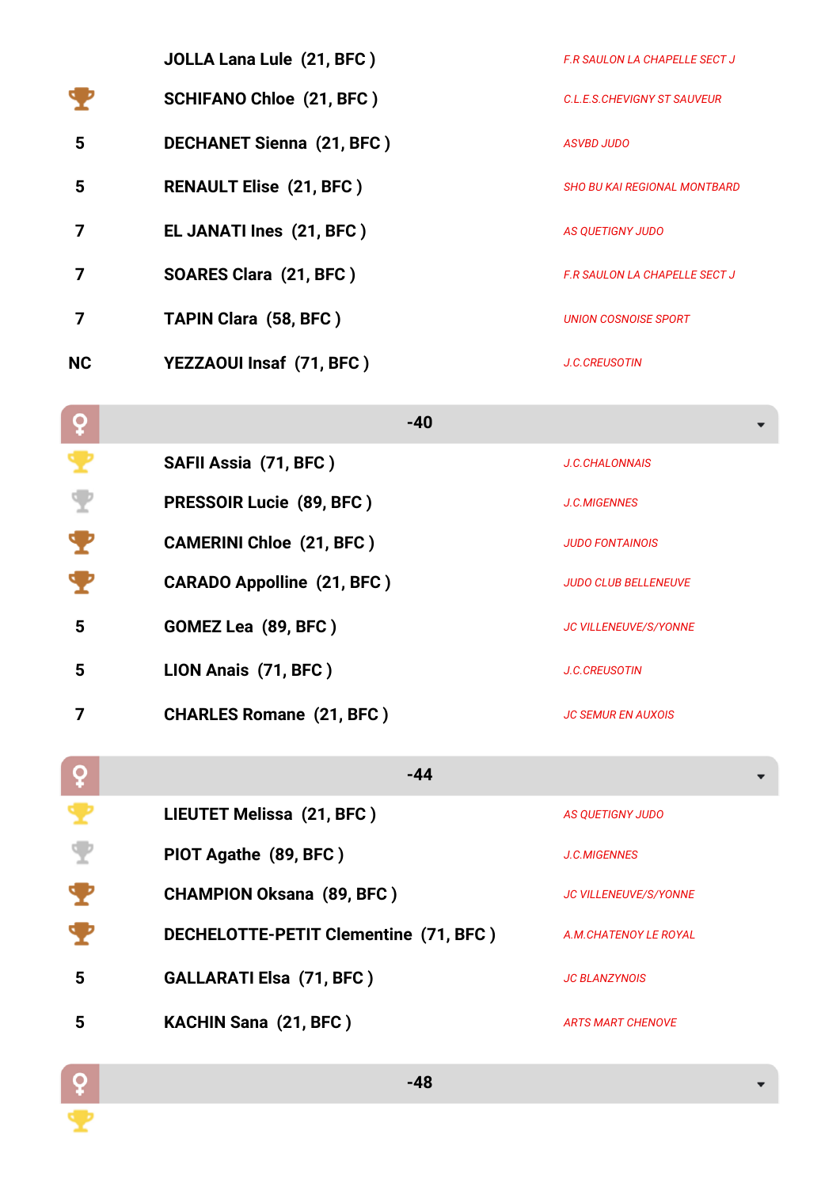| Rang | Nom | Club |
|---|---|---|
| | JOLLA Lana Lule (21, BFC ) | F.R SAULON LA CHAPELLE SECT J |
| 🏆 | SCHIFANO Chloe (21, BFC ) | C.L.E.S.CHEVIGNY ST SAUVEUR |
| 5 | DECHANET Sienna (21, BFC ) | ASVBD JUDO |
| 5 | RENAULT Elise (21, BFC ) | SHO BU KAI REGIONAL MONTBARD |
| 7 | EL JANATI Ines (21, BFC ) | AS QUETIGNY JUDO |
| 7 | SOARES Clara (21, BFC ) | F.R SAULON LA CHAPELLE SECT J |
| 7 | TAPIN Clara (58, BFC ) | UNION COSNOISE SPORT |
| NC | YEZZAOUI Insaf (71, BFC ) | J.C.CREUSOTIN |

## ♀ -40

| Rang | Nom | Club |
|---|---|---|
| 🏆 | SAFII Assia (71, BFC ) | J.C.CHALONNAIS |
| 🏆 | PRESSOIR Lucie (89, BFC ) | J.C.MIGENNES |
| 🏆 | CAMERINI Chloe (21, BFC ) | JUDO FONTAINOIS |
| 🏆 | CARADO Appolline (21, BFC ) | JUDO CLUB BELLENEUVE |
| 5 | GOMEZ Lea (89, BFC ) | JC VILLENEUVE/S/YONNE |
| 5 | LION Anais (71, BFC ) | J.C.CREUSOTIN |
| 7 | CHARLES Romane (21, BFC ) | JC SEMUR EN AUXOIS |

## ♀ -44

| Rang | Nom | Club |
|---|---|---|
| 🏆 | LIEUTET Melissa (21, BFC ) | AS QUETIGNY JUDO |
| 🏆 | PIOT Agathe (89, BFC ) | J.C.MIGENNES |
| 🏆 | CHAMPION Oksana (89, BFC ) | JC VILLENEUVE/S/YONNE |
| 🏆 | DECHELOTTE-PETIT Clementine (71, BFC ) | A.M.CHATENOY LE ROYAL |
| 5 | GALLARATI Elsa (71, BFC ) | JC BLANZYNOIS |
| 5 | KACHIN Sana (21, BFC ) | ARTS MART CHENOVE |

## ♀ -48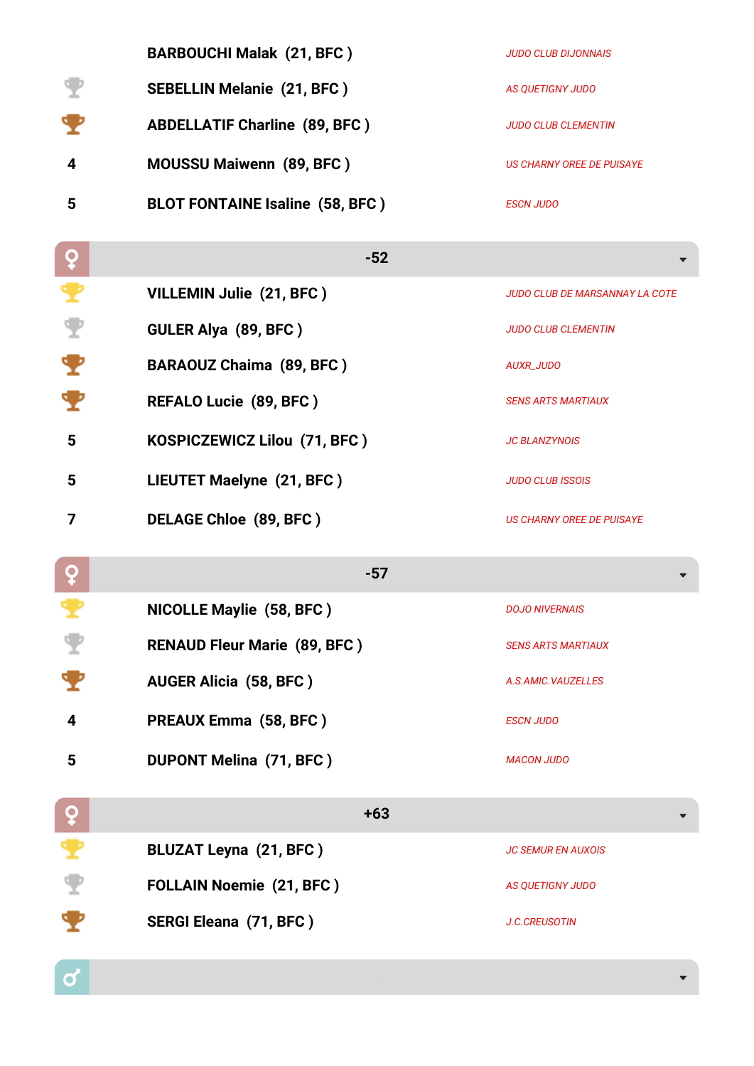| Rang | Nom | Club |
|---|---|---|
| | **BARBOUCHI Malak (21, BFC )** | *JUDO CLUB DIJONNAIS* |
| | **SEBELLIN Melanie (21, BFC )** | *AS QUETIGNY JUDO* |
| | **ABDELLATIF Charline (89, BFC )** | *JUDO CLUB CLEMENTIN* |
| 4 | **MOUSSU Maiwenn (89, BFC )** | *US CHARNY OREE DE PUISAYE* |
| 5 | **BLOT FONTAINE Isaline (58, BFC )** | *ESCN JUDO* |

## -52

| Rang | Nom | Club |
|---|---|---|
| | **VILLEMIN Julie (21, BFC )** | *JUDO CLUB DE MARSANNAY LA COTE* |
| | **GULER Alya (89, BFC )** | *JUDO CLUB CLEMENTIN* |
| | **BARAOUZ Chaima (89, BFC )** | *AUXR_JUDO* |
| | **REFALO Lucie (89, BFC )** | *SENS ARTS MARTIAUX* |
| 5 | **KOSPICZEWICZ Lilou (71, BFC )** | *JC BLANZYNOIS* |
| 5 | **LIEUTET Maelyne (21, BFC )** | *JUDO CLUB ISSOIS* |
| 7 | **DELAGE Chloe (89, BFC )** | *US CHARNY OREE DE PUISAYE* |

## -57

| Rang | Nom | Club |
|---|---|---|
| | **NICOLLE Maylie (58, BFC )** | *DOJO NIVERNAIS* |
| | **RENAUD Fleur Marie (89, BFC )** | *SENS ARTS MARTIAUX* |
| | **AUGER Alicia (58, BFC )** | *A.S.AMIC.VAUZELLES* |
| 4 | **PREAUX Emma (58, BFC )** | *ESCN JUDO* |
| 5 | **DUPONT Melina (71, BFC )** | *MACON JUDO* |

## +63

| Rang | Nom | Club |
|---|---|---|
| | **BLUZAT Leyna (21, BFC )** | *JC SEMUR EN AUXOIS* |
| | **FOLLAIN Noemie (21, BFC )** | *AS QUETIGNY JUDO* |
| | **SERGI Eleana (71, BFC )** | *J.C.CREUSOTIN* |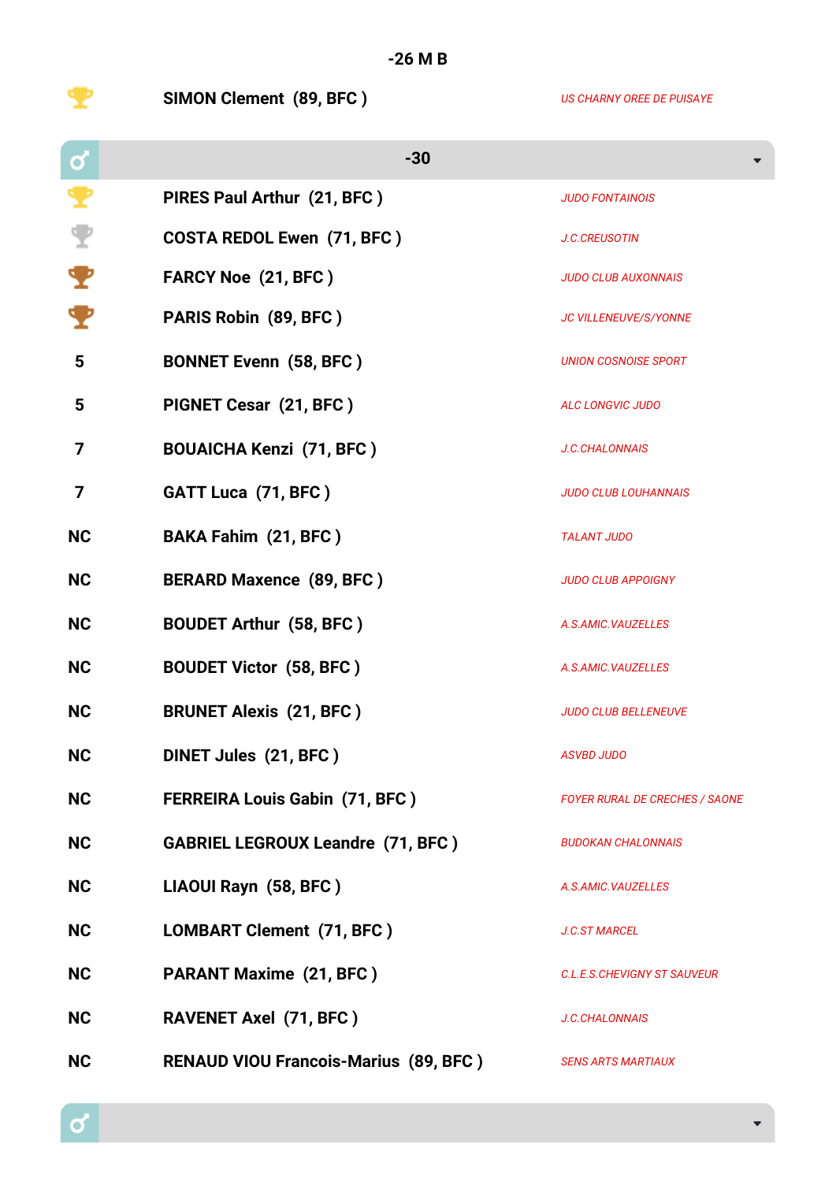## -26 M B

| Place | Name | Club |
|---|---|---|
| 1 | SIMON Clement (89, BFC ) | US CHARNY OREE DE PUISAYE |

## -30

| Place | Name | Club |
|---|---|---|
| 1 | PIRES Paul Arthur (21, BFC ) | JUDO FONTAINOIS |
| 2 | COSTA REDOL Ewen (71, BFC ) | J.C.CREUSOTIN |
| 3 | FARCY Noe (21, BFC ) | JUDO CLUB AUXONNAIS |
| 3 | PARIS Robin (89, BFC ) | JC VILLENEUVE/S/YONNE |
| 5 | BONNET Evenn (58, BFC ) | UNION COSNOISE SPORT |
| 5 | PIGNET Cesar (21, BFC ) | ALC LONGVIC JUDO |
| 7 | BOUAICHA Kenzi (71, BFC ) | J.C.CHALONNAIS |
| 7 | GATT Luca (71, BFC ) | JUDO CLUB LOUHANNAIS |
| NC | BAKA Fahim (21, BFC ) | TALANT JUDO |
| NC | BERARD Maxence (89, BFC ) | JUDO CLUB APPOIGNY |
| NC | BOUDET Arthur (58, BFC ) | A.S.AMIC.VAUZELLES |
| NC | BOUDET Victor (58, BFC ) | A.S.AMIC.VAUZELLES |
| NC | BRUNET Alexis (21, BFC ) | JUDO CLUB BELLENEUVE |
| NC | DINET Jules (21, BFC ) | ASVBD JUDO |
| NC | FERREIRA Louis Gabin (71, BFC ) | FOYER RURAL DE CRECHES / SAONE |
| NC | GABRIEL LEGROUX Leandre (71, BFC ) | BUDOKAN CHALONNAIS |
| NC | LIAOUI Rayn (58, BFC ) | A.S.AMIC.VAUZELLES |
| NC | LOMBART Clement (71, BFC ) | J.C.ST MARCEL |
| NC | PARANT Maxime (21, BFC ) | C.L.E.S.CHEVIGNY ST SAUVEUR |
| NC | RAVENET Axel (71, BFC ) | J.C.CHALONNAIS |
| NC | RENAUD VIOU Francois-Marius (89, BFC ) | SENS ARTS MARTIAUX |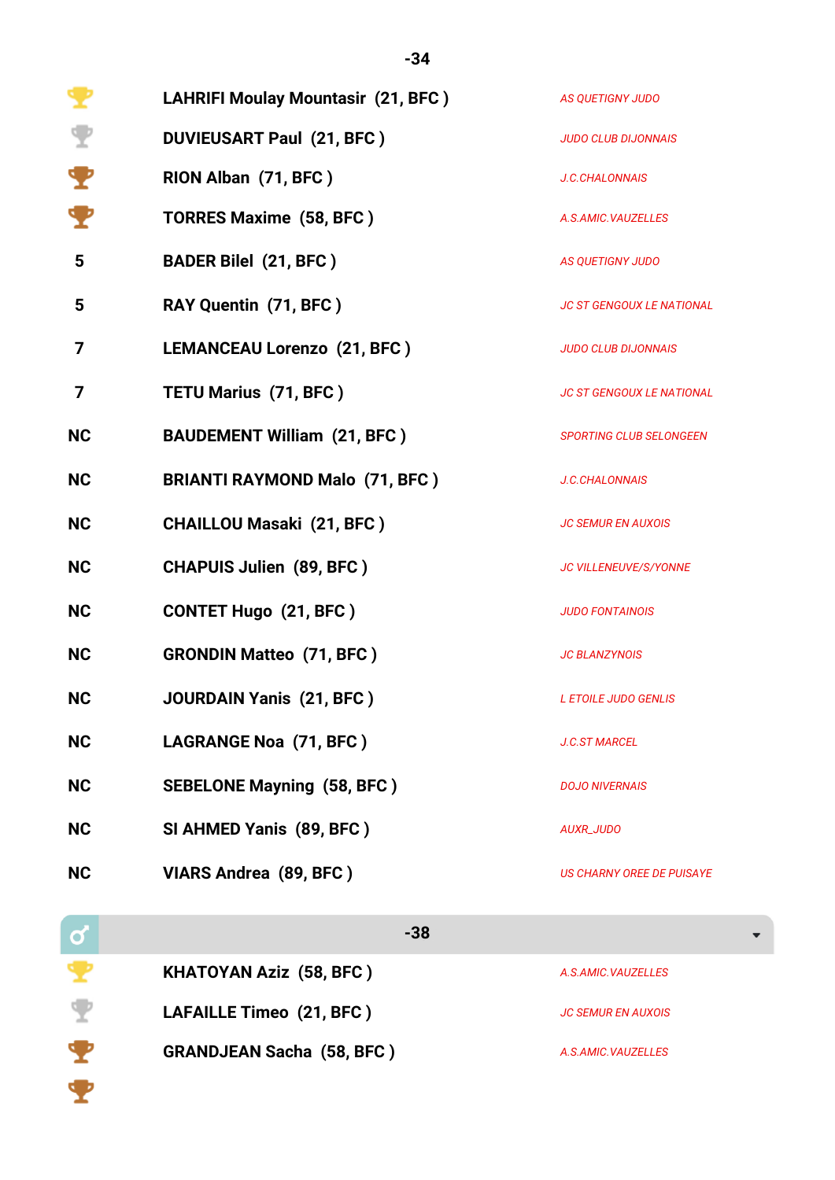## -34

| Rang | Nom | Club |
|---|---|---|
| 1 | LAHRIFI Mouley Mountasir (21, BFC ) | AS QUETIGNY JUDO |
| 2 | DUVIEUSART Paul (21, BFC ) | JUDO CLUB DIJONNAIS |
| 3 | RION Alban (71, BFC ) | J.C.CHALONNAIS |
| 3 | TORRES Maxime (58, BFC ) | A.S.AMIC.VAUZELLES |
| 5 | BADER Bilel (21, BFC ) | AS QUETIGNY JUDO |
| 5 | RAY Quentin (71, BFC ) | JC ST GENGOUX LE NATIONAL |
| 7 | LEMANCEAU Lorenzo (21, BFC ) | JUDO CLUB DIJONNAIS |
| 7 | TETU Marius (71, BFC ) | JC ST GENGOUX LE NATIONAL |
| NC | BAUDEMENT William (21, BFC ) | SPORTING CLUB SELONGEEN |
| NC | BRIANTI RAYMOND Malo (71, BFC ) | J.C.CHALONNAIS |
| NC | CHAILLOU Masaki (21, BFC ) | JC SEMUR EN AUXOIS |
| NC | CHAPUIS Julien (89, BFC ) | JC VILLENEUVE/S/YONNE |
| NC | CONTET Hugo (21, BFC ) | JUDO FONTAINOIS |
| NC | GRONDIN Matteo (71, BFC ) | JC BLANZYNOIS |
| NC | JOURDAIN Yanis (21, BFC ) | L ETOILE JUDO GENLIS |
| NC | LAGRANGE Noa (71, BFC ) | J.C.ST MARCEL |
| NC | SEBELONE Mayning (58, BFC ) | DOJO NIVERNAIS |
| NC | SI AHMED Yanis (89, BFC ) | AUXR_JUDO |
| NC | VIARS Andrea (89, BFC ) | US CHARNY OREE DE PUISAYE |

## -38

| Rang | Nom | Club |
|---|---|---|
| 1 | KHATOYAN Aziz (58, BFC ) | A.S.AMIC.VAUZELLES |
| 2 | LAFAILLE Timeo (21, BFC ) | JC SEMUR EN AUXOIS |
| 3 | GRANDJEAN Sacha (58, BFC ) | A.S.AMIC.VAUZELLES |
| 3 | | |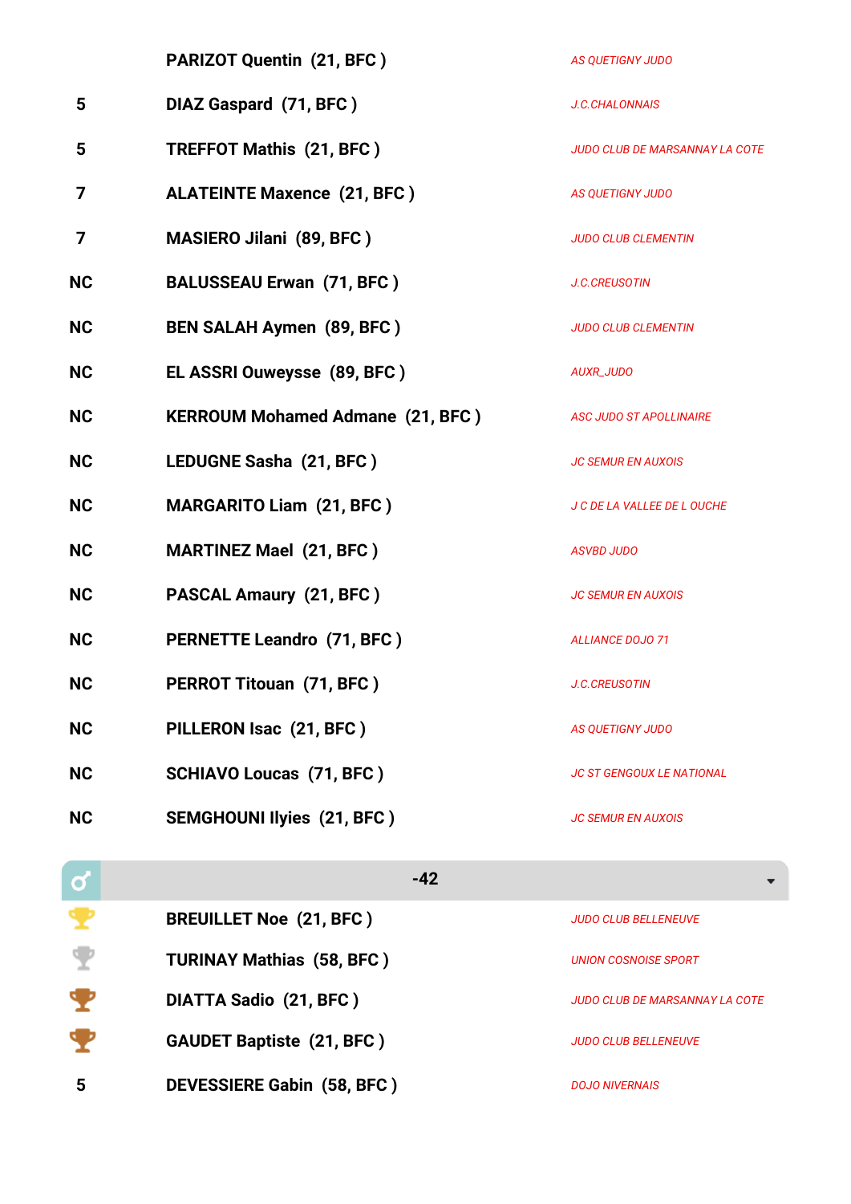| | | |
|---|---|---|
| | **PARIZOT Quentin (21, BFC )** | *AS QUETIGNY JUDO* |
| 5 | **DIAZ Gaspard (71, BFC )** | *J.C.CHALONNAIS* |
| 5 | **TREFFOT Mathis (21, BFC )** | *JUDO CLUB DE MARSANNAY LA COTE* |
| 7 | **ALATEINTE Maxence (21, BFC )** | *AS QUETIGNY JUDO* |
| 7 | **MASIERO Jilani (89, BFC )** | *JUDO CLUB CLEMENTIN* |
| NC | **BALUSSEAU Erwan (71, BFC )** | *J.C.CREUSOTIN* |
| NC | **BEN SALAH Aymen (89, BFC )** | *JUDO CLUB CLEMENTIN* |
| NC | **EL ASSRI Ouweysse (89, BFC )** | *AUXR_JUDO* |
| NC | **KERROUM Mohamed Admane (21, BFC )** | *ASC JUDO ST APOLLINAIRE* |
| NC | **LEDUGNE Sasha (21, BFC )** | *JC SEMUR EN AUXOIS* |
| NC | **MARGARITO Liam (21, BFC )** | *J C DE LA VALLEE DE L OUCHE* |
| NC | **MARTINEZ Mael (21, BFC )** | *ASVBD JUDO* |
| NC | **PASCAL Amaury (21, BFC )** | *JC SEMUR EN AUXOIS* |
| NC | **PERNETTE Leandro (71, BFC )** | *ALLIANCE DOJO 71* |
| NC | **PERROT Titouan (71, BFC )** | *J.C.CREUSOTIN* |
| NC | **PILLERON Isac (21, BFC )** | *AS QUETIGNY JUDO* |
| NC | **SCHIAVO Loucas (71, BFC )** | *JC ST GENGOUX LE NATIONAL* |
| NC | **SEMGHOUNI Ilyies (21, BFC )** | *JC SEMUR EN AUXOIS* |

## ♂ -42

| | | |
|---|---|---|
| 1 | **BREUILLET Noe (21, BFC )** | *JUDO CLUB BELLENEUVE* |
| 2 | **TURINAY Mathias (58, BFC )** | *UNION COSNOISE SPORT* |
| 3 | **DIATTA Sadio (21, BFC )** | *JUDO CLUB DE MARSANNAY LA COTE* |
| 3 | **GAUDET Baptiste (21, BFC )** | *JUDO CLUB BELLENEUVE* |
| 5 | **DEVESSIERE Gabin (58, BFC )** | *DOJO NIVERNAIS* |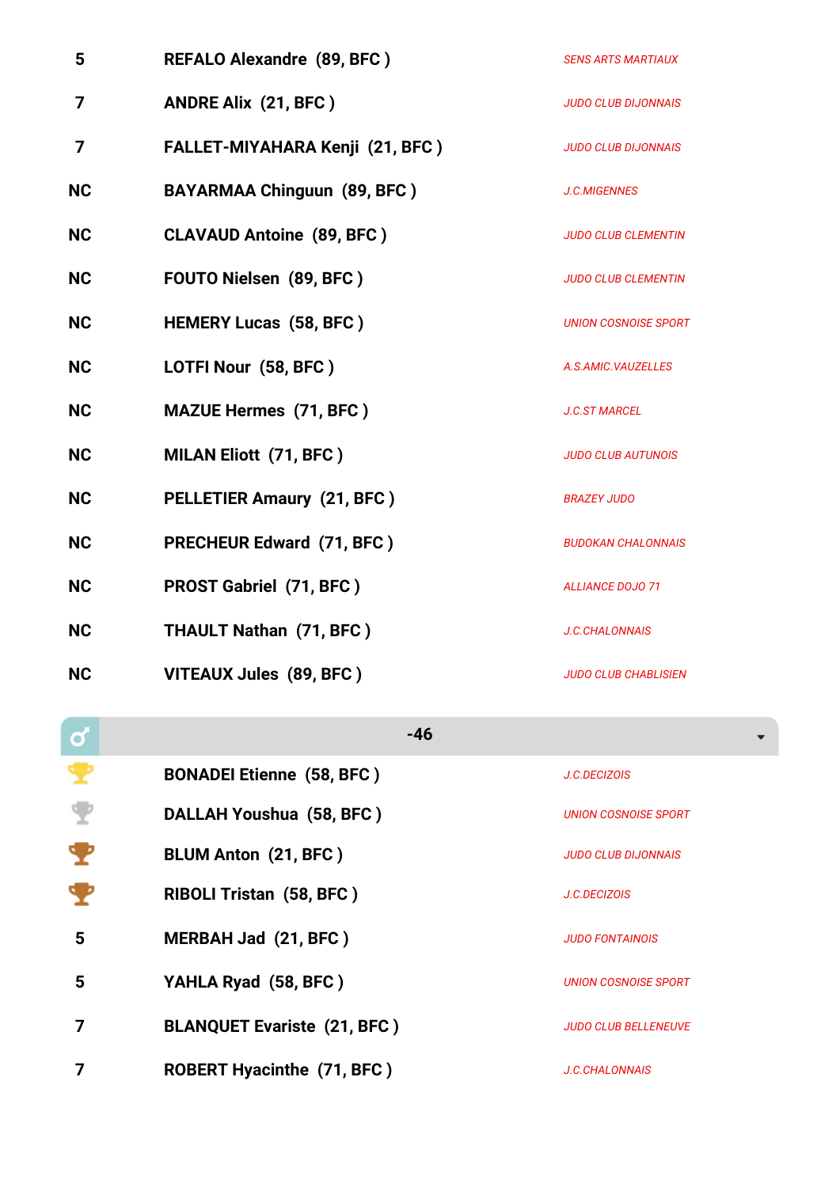| | | |
|---|---|---|
| 5 | **REFALO Alexandre (89, BFC )** | *SENS ARTS MARTIAUX* |
| 7 | **ANDRE Alix (21, BFC )** | *JUDO CLUB DIJONNAIS* |
| 7 | **FALLET-MIYAHARA Kenji (21, BFC )** | *JUDO CLUB DIJONNAIS* |
| NC | **BAYARMAA Chinguun (89, BFC )** | *J.C.MIGENNES* |
| NC | **CLAVAUD Antoine (89, BFC )** | *JUDO CLUB CLEMENTIN* |
| NC | **FOUTO Nielsen (89, BFC )** | *JUDO CLUB CLEMENTIN* |
| NC | **HEMERY Lucas (58, BFC )** | *UNION COSNOISE SPORT* |
| NC | **LOTFI Nour (58, BFC )** | *A.S.AMIC.VAUZELLES* |
| NC | **MAZUE Hermes (71, BFC )** | *J.C.ST MARCEL* |
| NC | **MILAN Eliott (71, BFC )** | *JUDO CLUB AUTUNOIS* |
| NC | **PELLETIER Amaury (21, BFC )** | *BRAZEY JUDO* |
| NC | **PRECHEUR Edward (71, BFC )** | *BUDOKAN CHALONNAIS* |
| NC | **PROST Gabriel (71, BFC )** | *ALLIANCE DOJO 71* |
| NC | **THAULT Nathan (71, BFC )** | *J.C.CHALONNAIS* |
| NC | **VITEAUX Jules (89, BFC )** | *JUDO CLUB CHABLISIEN* |

## ♂ -46

| | | |
|---|---|---|
| 1 | **BONADEI Etienne (58, BFC )** | *J.C.DECIZOIS* |
| 2 | **DALLAH Youshua (58, BFC )** | *UNION COSNOISE SPORT* |
| 3 | **BLUM Anton (21, BFC )** | *JUDO CLUB DIJONNAIS* |
| 3 | **RIBOLI Tristan (58, BFC )** | *J.C.DECIZOIS* |
| 5 | **MERBAH Jad (21, BFC )** | *JUDO FONTAINOIS* |
| 5 | **YAHLA Ryad (58, BFC )** | *UNION COSNOISE SPORT* |
| 7 | **BLANQUET Evariste (21, BFC )** | *JUDO CLUB BELLENEUVE* |
| 7 | **ROBERT Hyacinthe (71, BFC )** | *J.C.CHALONNAIS* |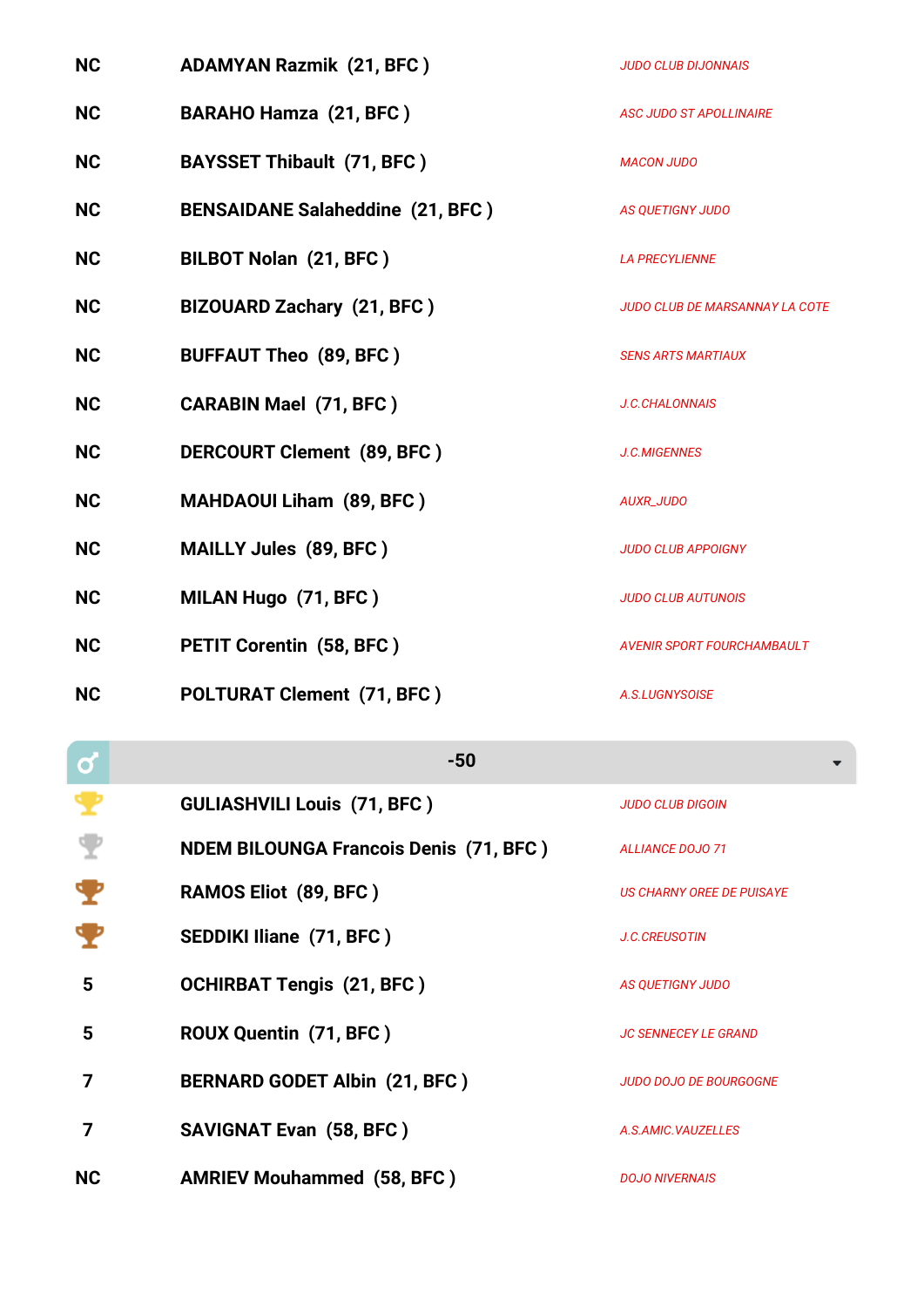| | | |
|---|---|---|
| NC | **ADAMYAN Razmik (21, BFC )** | *JUDO CLUB DIJONNAIS* |
| NC | **BARAHO Hamza (21, BFC )** | *ASC JUDO ST APOLLINAIRE* |
| NC | **BAYSSET Thibault (71, BFC )** | *MACON JUDO* |
| NC | **BENSAIDANE Salaheddine (21, BFC )** | *AS QUETIGNY JUDO* |
| NC | **BILBOT Nolan (21, BFC )** | *LA PRECYLIENNE* |
| NC | **BIZOUARD Zachary (21, BFC )** | *JUDO CLUB DE MARSANNAY LA COTE* |
| NC | **BUFFAUT Theo (89, BFC )** | *SENS ARTS MARTIAUX* |
| NC | **CARABIN Mael (71, BFC )** | *J.C.CHALONNAIS* |
| NC | **DERCOURT Clement (89, BFC )** | *J.C.MIGENNES* |
| NC | **MAHDAOUI Liham (89, BFC )** | *AUXR_JUDO* |
| NC | **MAILLY Jules (89, BFC )** | *JUDO CLUB APPOIGNY* |
| NC | **MILAN Hugo (71, BFC )** | *JUDO CLUB AUTUNOIS* |
| NC | **PETIT Corentin (58, BFC )** | *AVENIR SPORT FOURCHAMBAULT* |
| NC | **POLTURAT Clement (71, BFC )** | *A.S.LUGNYSOISE* |

## ♂ -50

| | | |
|---|---|---|
| 1 | **GULIASHVILI Louis (71, BFC )** | *JUDO CLUB DIGOIN* |
| 2 | **NDEM BILOUNGA Francois Denis (71, BFC )** | *ALLIANCE DOJO 71* |
| 3 | **RAMOS Eliot (89, BFC )** | *US CHARNY OREE DE PUISAYE* |
| 3 | **SEDDIKI Iliane (71, BFC )** | *J.C.CREUSOTIN* |
| 5 | **OCHIRBAT Tengis (21, BFC )** | *AS QUETIGNY JUDO* |
| 5 | **ROUX Quentin (71, BFC )** | *JC SENNECEY LE GRAND* |
| 7 | **BERNARD GODET Albin (21, BFC )** | *JUDO DOJO DE BOURGOGNE* |
| 7 | **SAVIGNAT Evan (58, BFC )** | *A.S.AMIC.VAUZELLES* |
| NC | **AMRIEV Mouhammed (58, BFC )** | *DOJO NIVERNAIS* |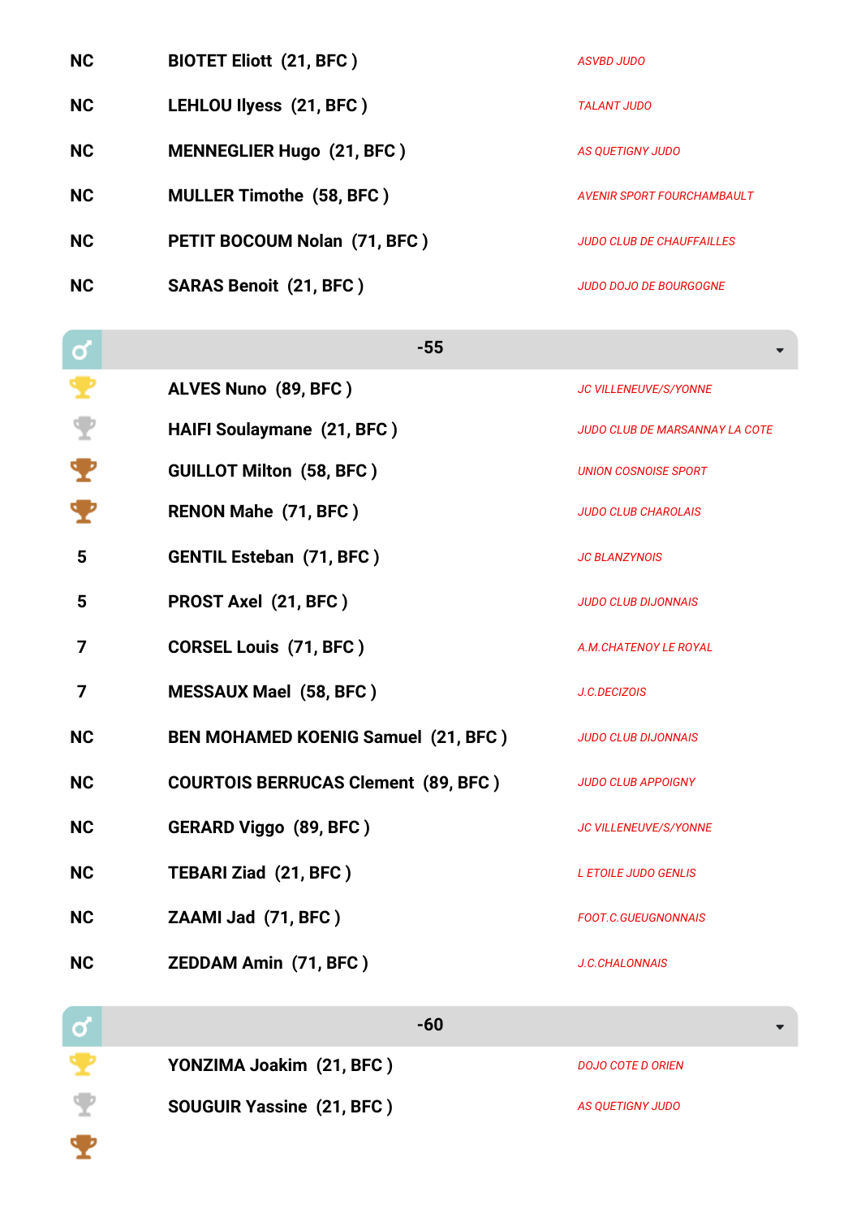| | | |
|---|---|---|
| NC | **BIOTET Eliott (21, BFC )** | *ASVBD JUDO* |
| NC | **LEHLOU Ilyess (21, BFC )** | *TALANT JUDO* |
| NC | **MENNEGLIER Hugo (21, BFC )** | *AS QUETIGNY JUDO* |
| NC | **MULLER Timothe (58, BFC )** | *AVENIR SPORT FOURCHAMBAULT* |
| NC | **PETIT BOCOUM Nolan (71, BFC )** | *JUDO CLUB DE CHAUFFAILLES* |
| NC | **SARAS Benoit (21, BFC )** | *JUDO DOJO DE BOURGOGNE* |

## -55

| | | |
|---|---|---|
| 1 | **ALVES Nuno (89, BFC )** | *JC VILLENEUVE/S/YONNE* |
| 2 | **HAIFI Soulaymane (21, BFC )** | *JUDO CLUB DE MARSANNAY LA COTE* |
| 3 | **GUILLOT Milton (58, BFC )** | *UNION COSNOISE SPORT* |
| 3 | **RENON Mahe (71, BFC )** | *JUDO CLUB CHAROLAIS* |
| 5 | **GENTIL Esteban (71, BFC )** | *JC BLANZYNOIS* |
| 5 | **PROST Axel (21, BFC )** | *JUDO CLUB DIJONNAIS* |
| 7 | **CORSEL Louis (71, BFC )** | *A.M.CHATENOY LE ROYAL* |
| 7 | **MESSAUX Mael (58, BFC )** | *J.C.DECIZOIS* |
| NC | **BEN MOHAMED KOENIG Samuel (21, BFC )** | *JUDO CLUB DIJONNAIS* |
| NC | **COURTOIS BERRUCAS Clement (89, BFC )** | *JUDO CLUB APPOIGNY* |
| NC | **GERARD Viggo (89, BFC )** | *JC VILLENEUVE/S/YONNE* |
| NC | **TEBARI Ziad (21, BFC )** | *L ETOILE JUDO GENLIS* |
| NC | **ZAAMI Jad (71, BFC )** | *FOOT.C.GUEUGNONNAIS* |
| NC | **ZEDDAM Amin (71, BFC )** | *J.C.CHALONNAIS* |

## -60

| | | |
|---|---|---|
| 1 | **YONZIMA Joakim (21, BFC )** | *DOJO COTE D ORIEN* |
| 2 | **SOUGUIR Yassine (21, BFC )** | *AS QUETIGNY JUDO* |
| 3 | | |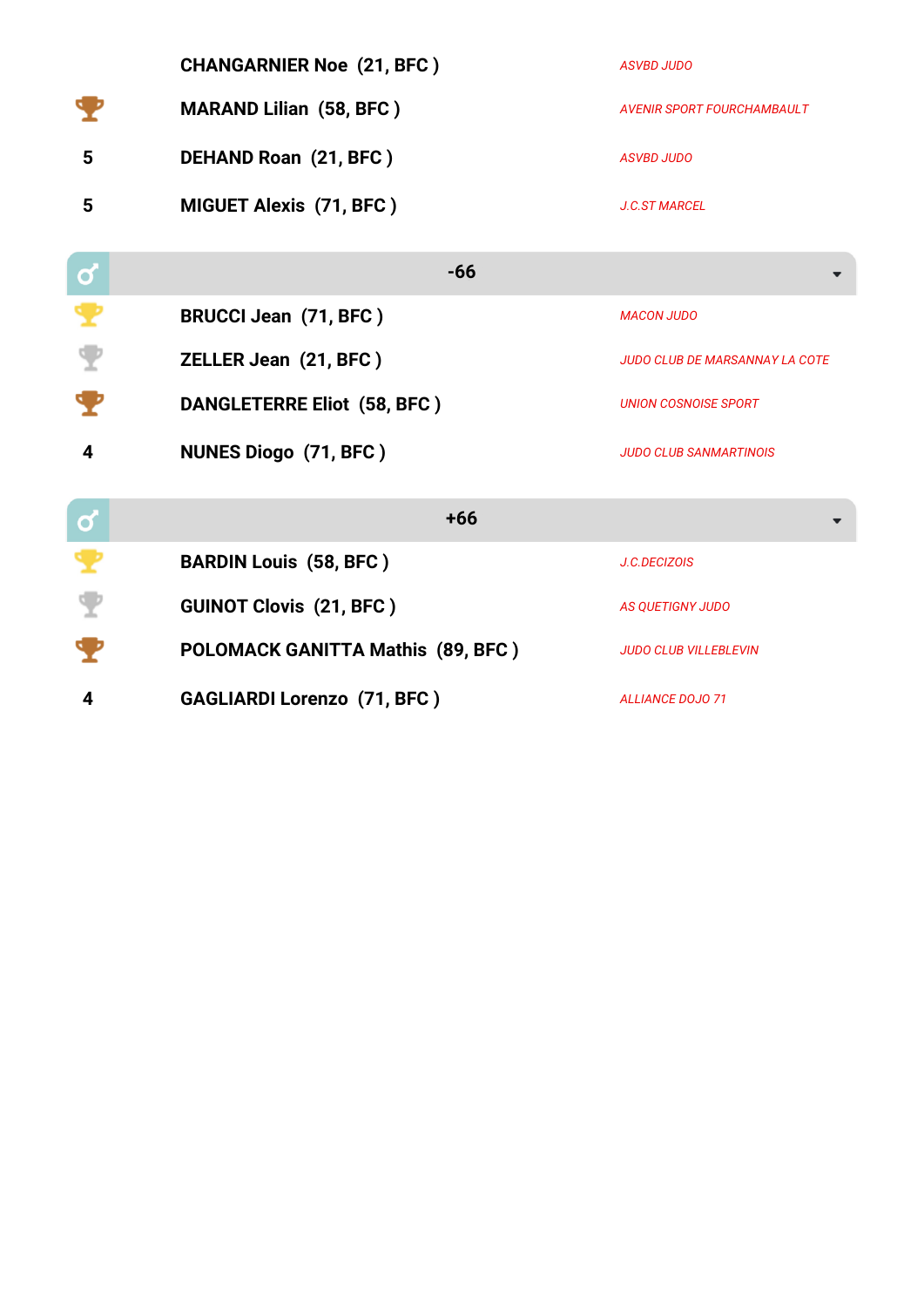| | | |
|---|---|---|
| | **CHANGARNIER Noe (21, BFC )** | *ASVBD JUDO* |
| 🏆 | **MARAND Lilian (58, BFC )** | *AVENIR SPORT FOURCHAMBAULT* |
| 5 | **DEHAND Roan (21, BFC )** | *ASVBD JUDO* |
| 5 | **MIGUET Alexis (71, BFC )** | *J.C.ST MARCEL* |

## -66

| | | |
|---|---|---|
| 🏆 | **BRUCCI Jean (71, BFC )** | *MACON JUDO* |
| 🏆 | **ZELLER Jean (21, BFC )** | *JUDO CLUB DE MARSANNAY LA COTE* |
| 🏆 | **DANGLETERRE Eliot (58, BFC )** | *UNION COSNOISE SPORT* |
| 4 | **NUNES Diogo (71, BFC )** | *JUDO CLUB SANMARTINOIS* |

## +66

| | | |
|---|---|---|
| 🏆 | **BARDIN Louis (58, BFC )** | *J.C.DECIZOIS* |
| 🏆 | **GUINOT Clovis (21, BFC )** | *AS QUETIGNY JUDO* |
| 🏆 | **POLOMACK GANITTA Mathis (89, BFC )** | *JUDO CLUB VILLEBLEVIN* |
| 4 | **GAGLIARDI Lorenzo (71, BFC )** | *ALLIANCE DOJO 71* |